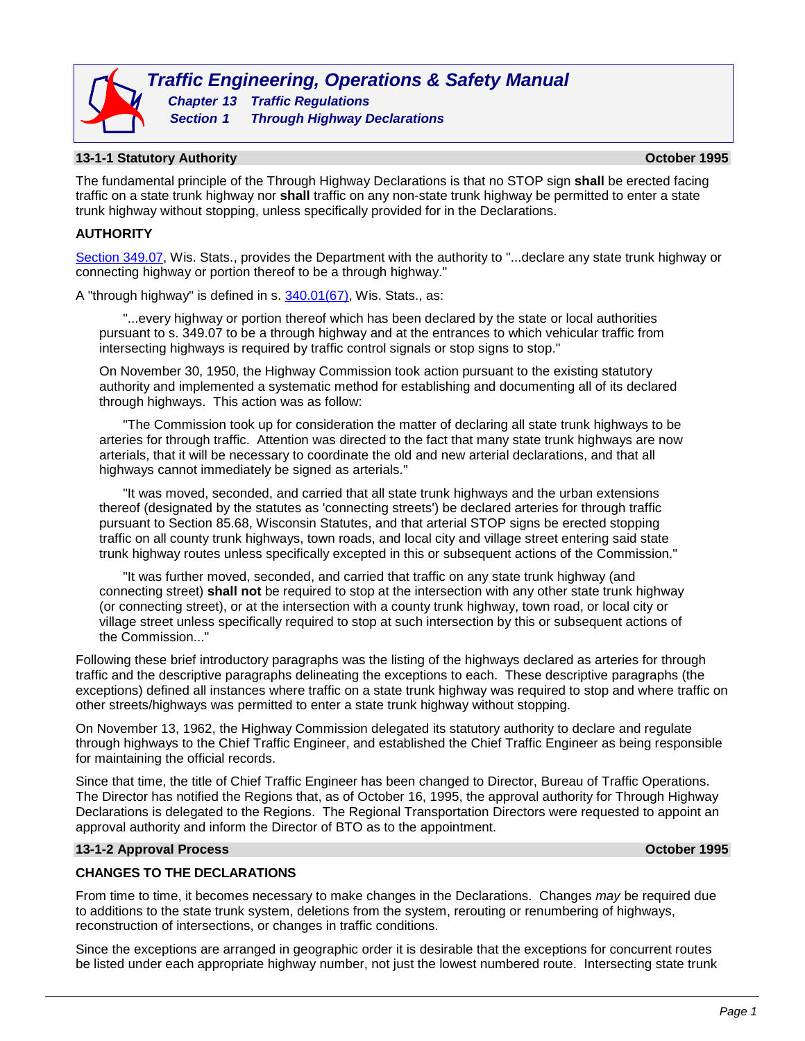# Traffic Engineering, Operations & Safety Manual

## Chapter 13 Traffic Regulations

## Section 1 Through Highway Declarations

### 13-1-1 Statutory Authority — October 1995

The fundamental principle of the Through Highway Declarations is that no STOP sign **shall** be erected facing traffic on a state trunk highway nor **shall** traffic on any non-state trunk highway be permitted to enter a state trunk highway without stopping, unless specifically provided for in the Declarations.

**AUTHORITY**

Section 349.07, Wis. Stats., provides the Department with the authority to "...declare any state trunk highway or connecting highway or portion thereof to be a through highway."

A "through highway" is defined in s. 340.01(67), Wis. Stats., as:

> "...every highway or portion thereof which has been declared by the state or local authorities pursuant to s. 349.07 to be a through highway and at the entrances to which vehicular traffic from intersecting highways is required by traffic control signals or stop signs to stop."
>
> On November 30, 1950, the Highway Commission took action pursuant to the existing statutory authority and implemented a systematic method for establishing and documenting all of its declared through highways. This action was as follow:
>
> "The Commission took up for consideration the matter of declaring all state trunk highways to be arteries for through traffic. Attention was directed to the fact that many state trunk highways are now arterials, that it will be necessary to coordinate the old and new arterial declarations, and that all highways cannot immediately be signed as arterials."
>
> "It was moved, seconded, and carried that all state trunk highways and the urban extensions thereof (designated by the statutes as 'connecting streets') be declared arteries for through traffic pursuant to Section 85.68, Wisconsin Statutes, and that arterial STOP signs be erected stopping traffic on all county trunk highways, town roads, and local city and village street entering said state trunk highway routes unless specifically excepted in this or subsequent actions of the Commission."
>
> "It was further moved, seconded, and carried that traffic on any state trunk highway (and connecting street) **shall not** be required to stop at the intersection with any other state trunk highway (or connecting street), or at the intersection with a county trunk highway, town road, or local city or village street unless specifically required to stop at such intersection by this or subsequent actions of the Commission..."

Following these brief introductory paragraphs was the listing of the highways declared as arteries for through traffic and the descriptive paragraphs delineating the exceptions to each. These descriptive paragraphs (the exceptions) defined all instances where traffic on a state trunk highway was required to stop and where traffic on other streets/highways was permitted to enter a state trunk highway without stopping.

On November 13, 1962, the Highway Commission delegated its statutory authority to declare and regulate through highways to the Chief Traffic Engineer, and established the Chief Traffic Engineer as being responsible for maintaining the official records.

Since that time, the title of Chief Traffic Engineer has been changed to Director, Bureau of Traffic Operations. The Director has notified the Regions that, as of October 16, 1995, the approval authority for Through Highway Declarations is delegated to the Regions. The Regional Transportation Directors were requested to appoint an approval authority and inform the Director of BTO as to the appointment.

### 13-1-2 Approval Process — October 1995

**CHANGES TO THE DECLARATIONS**

From time to time, it becomes necessary to make changes in the Declarations. Changes *may* be required due to additions to the state trunk system, deletions from the system, rerouting or renumbering of highways, reconstruction of intersections, or changes in traffic conditions.

Since the exceptions are arranged in geographic order it is desirable that the exceptions for concurrent routes be listed under each appropriate highway number, not just the lowest numbered route. Intersecting state trunk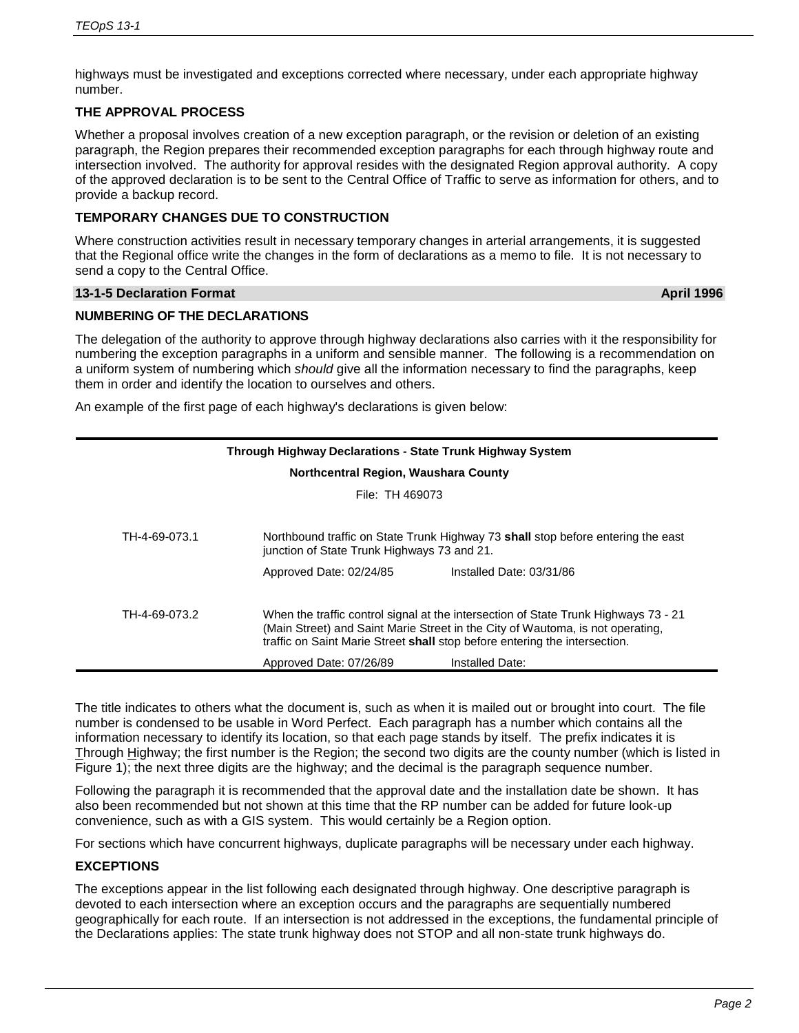highways must be investigated and exceptions corrected where necessary, under each appropriate highway number.

### THE APPROVAL PROCESS

Whether a proposal involves creation of a new exception paragraph, or the revision or deletion of an existing paragraph, the Region prepares their recommended exception paragraphs for each through highway route and intersection involved. The authority for approval resides with the designated Region approval authority. A copy of the approved declaration is to be sent to the Central Office of Traffic to serve as information for others, and to provide a backup record.

### TEMPORARY CHANGES DUE TO CONSTRUCTION

Where construction activities result in necessary temporary changes in arterial arrangements, it is suggested that the Regional office write the changes in the form of declarations as a memo to file. It is not necessary to send a copy to the Central Office.

## 13-1-5 Declaration Format — April 1996

### NUMBERING OF THE DECLARATIONS

The delegation of the authority to approve through highway declarations also carries with it the responsibility for numbering the exception paragraphs in a uniform and sensible manner. The following is a recommendation on a uniform system of numbering which *should* give all the information necessary to find the paragraphs, keep them in order and identify the location to ourselves and others.

An example of the first page of each highway's declarations is given below:

**Through Highway Declarations - State Trunk Highway System**

**Northcentral Region, Waushara County**

File: TH 469073

| | | |
|---|---|---|
| TH-4-69-073.1 | Northbound traffic on State Trunk Highway 73 **shall** stop before entering the east junction of State Trunk Highways 73 and 21. | |
| | Approved Date: 02/24/85 | Installed Date: 03/31/86 |
| TH-4-69-073.2 | When the traffic control signal at the intersection of State Trunk Highways 73 - 21 (Main Street) and Saint Marie Street in the City of Wautoma, is not operating, traffic on Saint Marie Street **shall** stop before entering the intersection. | |
| | Approved Date: 07/26/89 | Installed Date: |

The title indicates to others what the document is, such as when it is mailed out or brought into court. The file number is condensed to be usable in Word Perfect. Each paragraph has a number which contains all the information necessary to identify its location, so that each page stands by itself. The prefix indicates it is Through Highway; the first number is the Region; the second two digits are the county number (which is listed in Figure 1); the next three digits are the highway; and the decimal is the paragraph sequence number.

Following the paragraph it is recommended that the approval date and the installation date be shown. It has also been recommended but not shown at this time that the RP number can be added for future look-up convenience, such as with a GIS system. This would certainly be a Region option.

For sections which have concurrent highways, duplicate paragraphs will be necessary under each highway.

### EXCEPTIONS

The exceptions appear in the list following each designated through highway. One descriptive paragraph is devoted to each intersection where an exception occurs and the paragraphs are sequentially numbered geographically for each route. If an intersection is not addressed in the exceptions, the fundamental principle of the Declarations applies: The state trunk highway does not STOP and all non-state trunk highways do.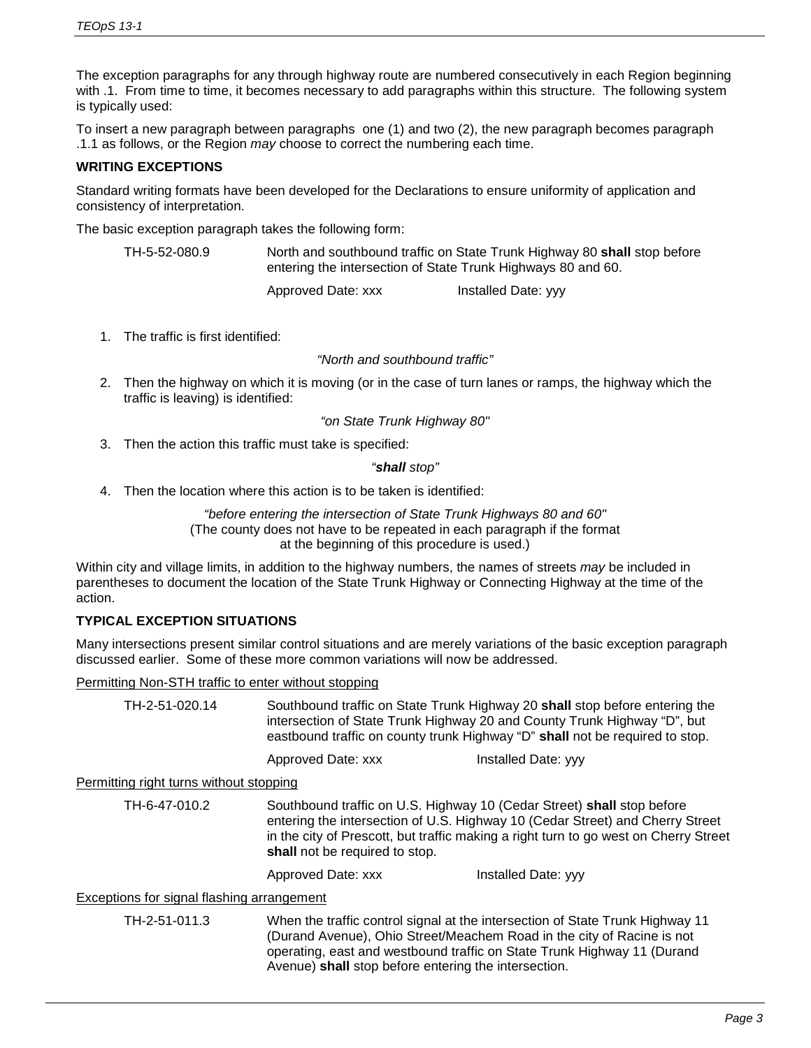The exception paragraphs for any through highway route are numbered consecutively in each Region beginning with .1. From time to time, it becomes necessary to add paragraphs within this structure. The following system is typically used:

To insert a new paragraph between paragraphs one (1) and two (2), the new paragraph becomes paragraph .1.1 as follows, or the Region *may* choose to correct the numbering each time.

### WRITING EXCEPTIONS

Standard writing formats have been developed for the Declarations to ensure uniformity of application and consistency of interpretation.

The basic exception paragraph takes the following form:

> TH-5-52-080.9 — North and southbound traffic on State Trunk Highway 80 **shall** stop before entering the intersection of State Trunk Highways 80 and 60.
>
> Approved Date: xxx — Installed Date: yyy

1. The traffic is first identified:

   *"North and southbound traffic"*

2. Then the highway on which it is moving (or in the case of turn lanes or ramps, the highway which the traffic is leaving) is identified:

   *"on State Trunk Highway 80"*

3. Then the action this traffic must take is specified:

   *"**shall** stop"*

4. Then the location where this action is to be taken is identified:

   *"before entering the intersection of State Trunk Highways 80 and 60"*
   (The county does not have to be repeated in each paragraph if the format at the beginning of this procedure is used.)

Within city and village limits, in addition to the highway numbers, the names of streets *may* be included in parentheses to document the location of the State Trunk Highway or Connecting Highway at the time of the action.

### TYPICAL EXCEPTION SITUATIONS

Many intersections present similar control situations and are merely variations of the basic exception paragraph discussed earlier. Some of these more common variations will now be addressed.

Permitting Non-STH traffic to enter without stopping

> TH-2-51-020.14 — Southbound traffic on State Trunk Highway 20 **shall** stop before entering the intersection of State Trunk Highway 20 and County Trunk Highway "D", but eastbound traffic on county trunk Highway "D" **shall** not be required to stop.
>
> Approved Date: xxx — Installed Date: yyy

Permitting right turns without stopping

> TH-6-47-010.2 — Southbound traffic on U.S. Highway 10 (Cedar Street) **shall** stop before entering the intersection of U.S. Highway 10 (Cedar Street) and Cherry Street in the city of Prescott, but traffic making a right turn to go west on Cherry Street **shall** not be required to stop.
>
> Approved Date: xxx — Installed Date: yyy

Exceptions for signal flashing arrangement

> TH-2-51-011.3 — When the traffic control signal at the intersection of State Trunk Highway 11 (Durand Avenue), Ohio Street/Meachem Road in the city of Racine is not operating, east and westbound traffic on State Trunk Highway 11 (Durand Avenue) **shall** stop before entering the intersection.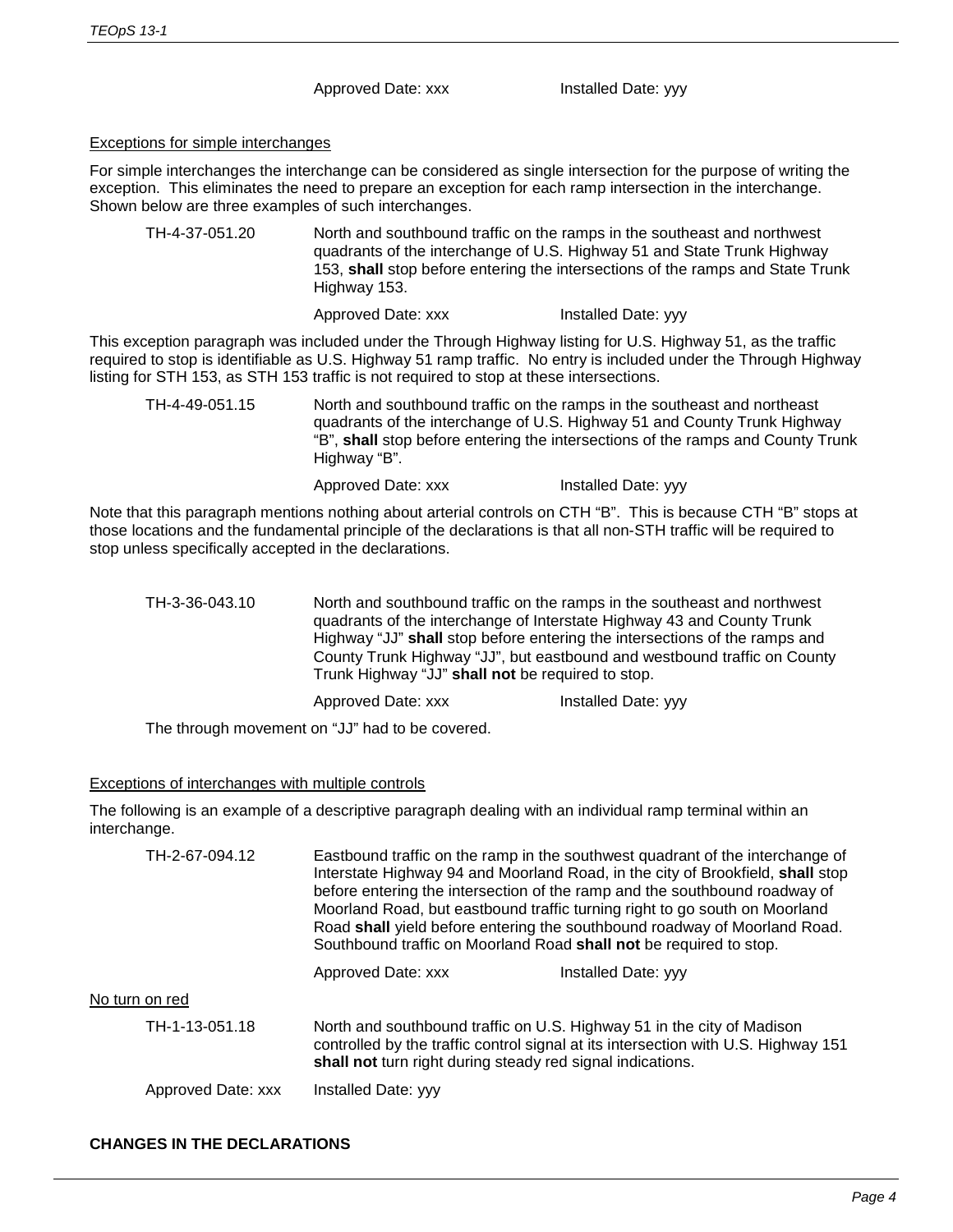Approved Date: xxx Installed Date: yyy

Exceptions for simple interchanges

For simple interchanges the interchange can be considered as single intersection for the purpose of writing the exception. This eliminates the need to prepare an exception for each ramp intersection in the interchange. Shown below are three examples of such interchanges.

TH-4-37-051.20 North and southbound traffic on the ramps in the southeast and northwest quadrants of the interchange of U.S. Highway 51 and State Trunk Highway 153, **shall** stop before entering the intersections of the ramps and State Trunk Highway 153.

Approved Date: xxx Installed Date: yyy

This exception paragraph was included under the Through Highway listing for U.S. Highway 51, as the traffic required to stop is identifiable as U.S. Highway 51 ramp traffic. No entry is included under the Through Highway listing for STH 153, as STH 153 traffic is not required to stop at these intersections.

TH-4-49-051.15 North and southbound traffic on the ramps in the southeast and northeast quadrants of the interchange of U.S. Highway 51 and County Trunk Highway "B", **shall** stop before entering the intersections of the ramps and County Trunk Highway "B".

Approved Date: xxx Installed Date: yyy

Note that this paragraph mentions nothing about arterial controls on CTH "B". This is because CTH "B" stops at those locations and the fundamental principle of the declarations is that all non-STH traffic will be required to stop unless specifically accepted in the declarations.

TH-3-36-043.10 North and southbound traffic on the ramps in the southeast and northwest quadrants of the interchange of Interstate Highway 43 and County Trunk Highway "JJ" **shall** stop before entering the intersections of the ramps and County Trunk Highway "JJ", but eastbound and westbound traffic on County Trunk Highway "JJ" **shall not** be required to stop.

Approved Date: xxx Installed Date: yyy

The through movement on "JJ" had to be covered.

Exceptions of interchanges with multiple controls

The following is an example of a descriptive paragraph dealing with an individual ramp terminal within an interchange.

TH-2-67-094.12 Eastbound traffic on the ramp in the southwest quadrant of the interchange of Interstate Highway 94 and Moorland Road, in the city of Brookfield, **shall** stop before entering the intersection of the ramp and the southbound roadway of Moorland Road, but eastbound traffic turning right to go south on Moorland Road **shall** yield before entering the southbound roadway of Moorland Road. Southbound traffic on Moorland Road **shall not** be required to stop.

Approved Date: xxx Installed Date: yyy

No turn on red

TH-1-13-051.18 North and southbound traffic on U.S. Highway 51 in the city of Madison controlled by the traffic control signal at its intersection with U.S. Highway 151 **shall not** turn right during steady red signal indications.

Approved Date: xxx Installed Date: yyy

**CHANGES IN THE DECLARATIONS**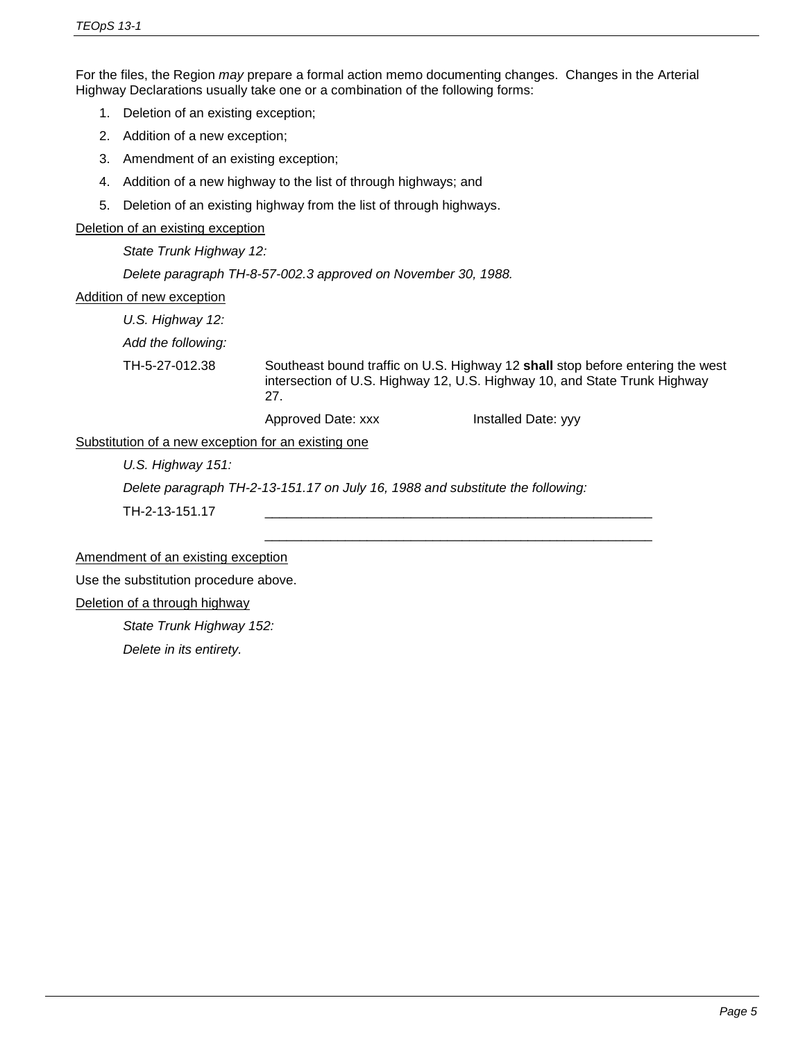For the files, the Region *may* prepare a formal action memo documenting changes. Changes in the Arterial Highway Declarations usually take one or a combination of the following forms:

1. Deletion of an existing exception;
2. Addition of a new exception;
3. Amendment of an existing exception;
4. Addition of a new highway to the list of through highways; and
5. Deletion of an existing highway from the list of through highways.

<u>Deletion of an existing exception</u>

*State Trunk Highway 12:*

*Delete paragraph TH-8-57-002.3 approved on November 30, 1988.*

<u>Addition of new exception</u>

*U.S. Highway 12:*

*Add the following:*

TH-5-27-012.38 — Southeast bound traffic on U.S. Highway 12 **shall** stop before entering the west intersection of U.S. Highway 12, U.S. Highway 10, and State Trunk Highway 27.

Approved Date: xxx — Installed Date: yyy

<u>Substitution of a new exception for an existing one</u>

*U.S. Highway 151:*

*Delete paragraph TH-2-13-151.17 on July 16, 1988 and substitute the following:*

TH-2-13-151.17 ______________________________________________________

______________________________________________________

<u>Amendment of an existing exception</u>

Use the substitution procedure above.

<u>Deletion of a through highway</u>

*State Trunk Highway 152:*

*Delete in its entirety.*